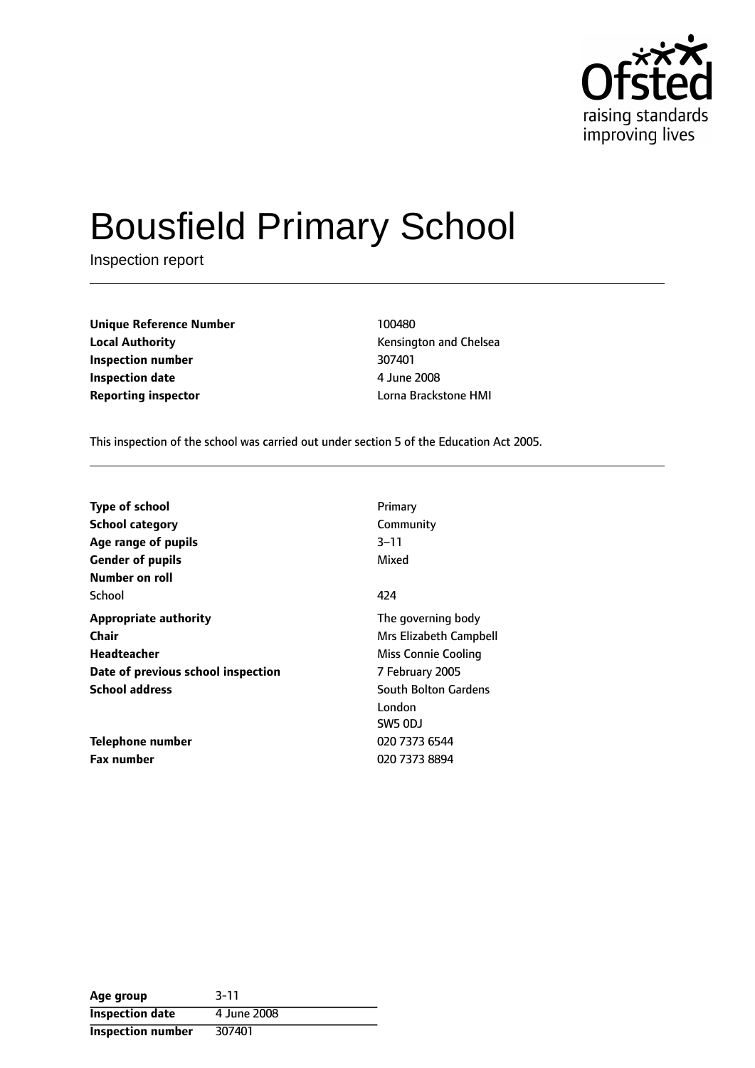# Bousfield Primary School

Inspection report

| | |
|---|---|
| **Unique Reference Number** | 100480 |
| **Local Authority** | Kensington and Chelsea |
| **Inspection number** | 307401 |
| **Inspection date** | 4 June 2008 |
| **Reporting inspector** | Lorna Brackstone HMI |

This inspection of the school was carried out under section 5 of the Education Act 2005.

| | |
|---|---|
| **Type of school** | Primary |
| **School category** | Community |
| **Age range of pupils** | 3–11 |
| **Gender of pupils** | Mixed |
| **Number on roll** | |
| School | 424 |
| **Appropriate authority** | The governing body |
| **Chair** | Mrs Elizabeth Campbell |
| **Headteacher** | Miss Connie Cooling |
| **Date of previous school inspection** | 7 February 2005 |
| **School address** | South Bolton Gardens<br>London<br>SW5 0DJ |
| **Telephone number** | 020 7373 6544 |
| **Fax number** | 020 7373 8894 |

| | |
|---|---|
| **Age group** | 3-11 |
| **Inspection date** | 4 June 2008 |
| **Inspection number** | 307401 |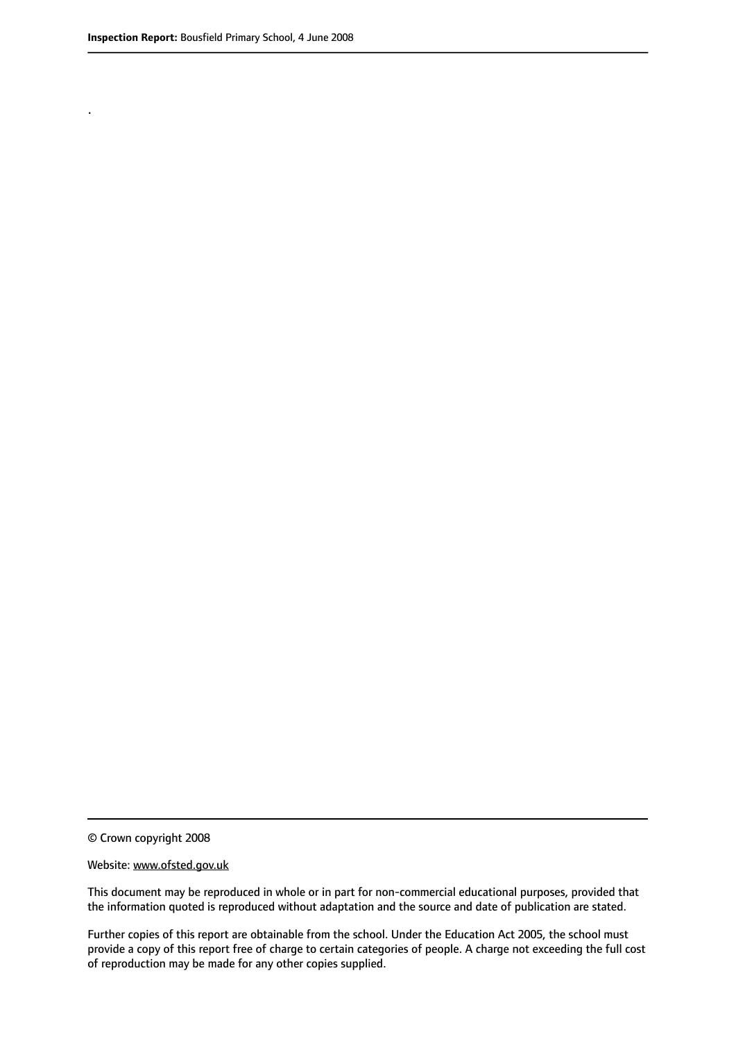.

© Crown copyright 2008

Website: www.ofsted.gov.uk

This document may be reproduced in whole or in part for non-commercial educational purposes, provided that the information quoted is reproduced without adaptation and the source and date of publication are stated.

Further copies of this report are obtainable from the school. Under the Education Act 2005, the school must provide a copy of this report free of charge to certain categories of people. A charge not exceeding the full cost of reproduction may be made for any other copies supplied.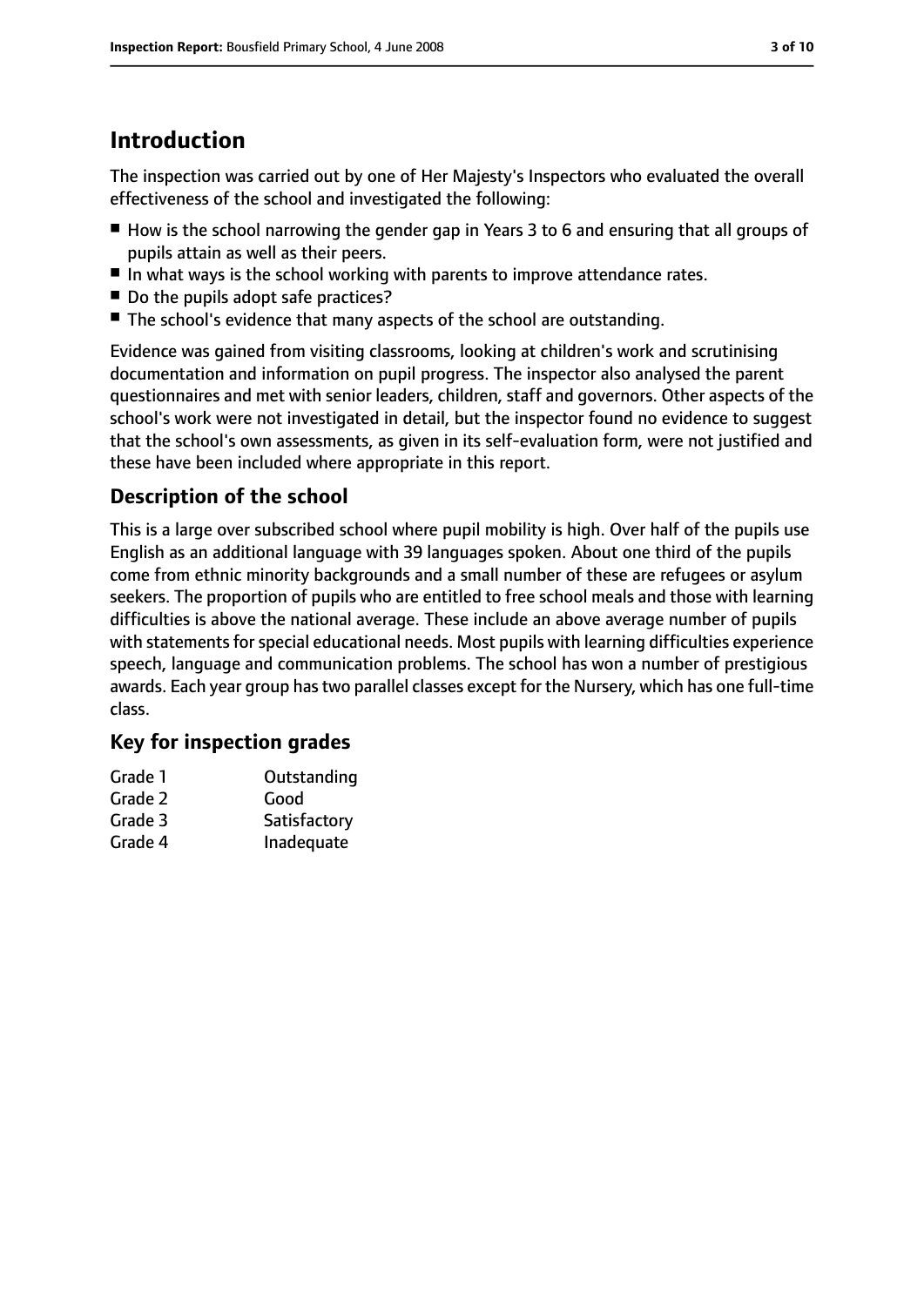## Introduction

The inspection was carried out by one of Her Majesty's Inspectors who evaluated the overall effectiveness of the school and investigated the following:

- How is the school narrowing the gender gap in Years 3 to 6 and ensuring that all groups of pupils attain as well as their peers.
- In what ways is the school working with parents to improve attendance rates.
- Do the pupils adopt safe practices?
- The school's evidence that many aspects of the school are outstanding.

Evidence was gained from visiting classrooms, looking at children's work and scrutinising documentation and information on pupil progress. The inspector also analysed the parent questionnaires and met with senior leaders, children, staff and governors. Other aspects of the school's work were not investigated in detail, but the inspector found no evidence to suggest that the school's own assessments, as given in its self-evaluation form, were not justified and these have been included where appropriate in this report.

### Description of the school

This is a large over subscribed school where pupil mobility is high. Over half of the pupils use English as an additional language with 39 languages spoken. About one third of the pupils come from ethnic minority backgrounds and a small number of these are refugees or asylum seekers. The proportion of pupils who are entitled to free school meals and those with learning difficulties is above the national average. These include an above average number of pupils with statements for special educational needs. Most pupils with learning difficulties experience speech, language and communication problems. The school has won a number of prestigious awards. Each year group has two parallel classes except for the Nursery, which has one full-time class.

### Key for inspection grades

| | |
|---|---|
| Grade 1 | Outstanding |
| Grade 2 | Good |
| Grade 3 | Satisfactory |
| Grade 4 | Inadequate |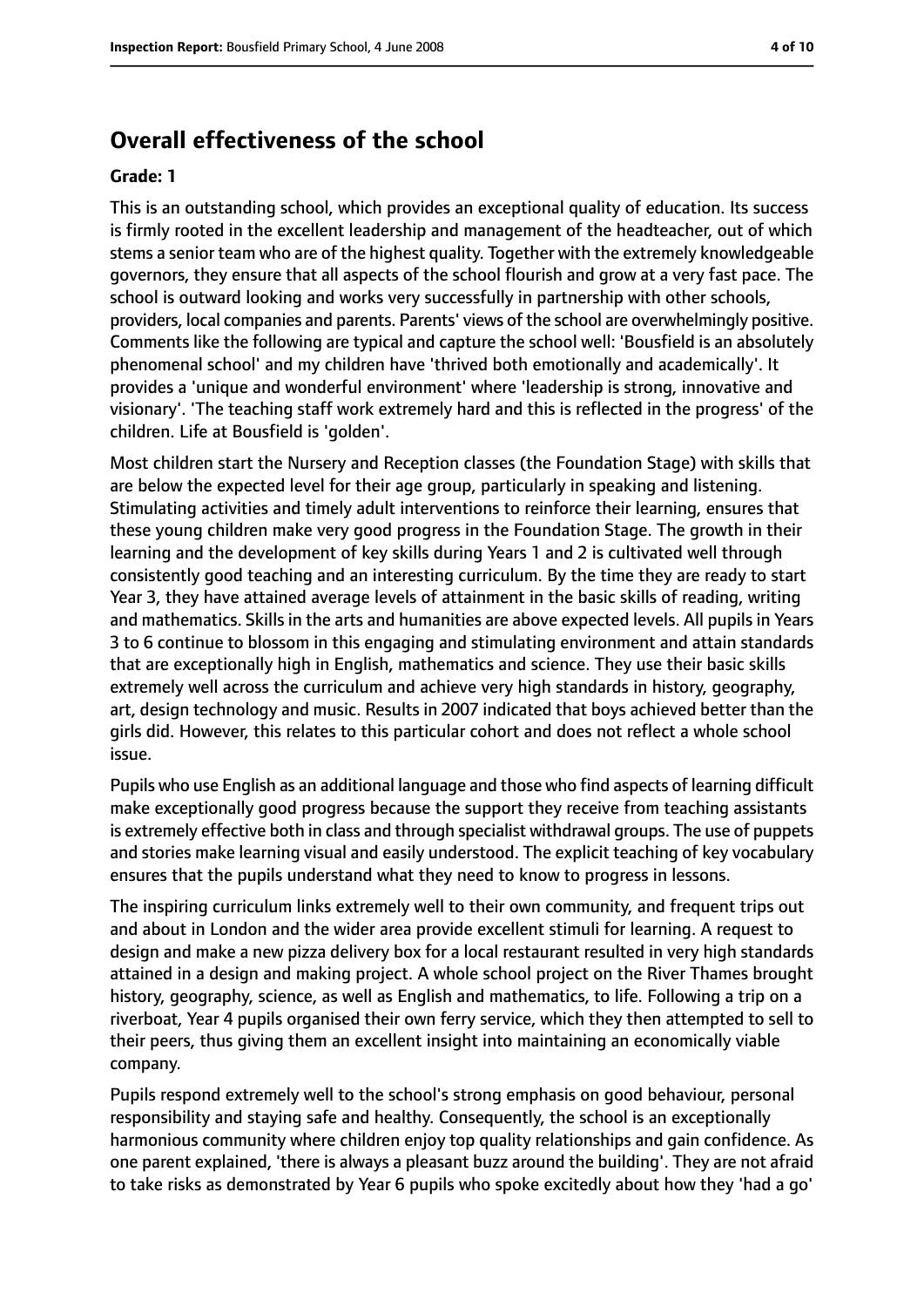## Overall effectiveness of the school

**Grade: 1**

This is an outstanding school, which provides an exceptional quality of education. Its success is firmly rooted in the excellent leadership and management of the headteacher, out of which stems a senior team who are of the highest quality. Together with the extremely knowledgeable governors, they ensure that all aspects of the school flourish and grow at a very fast pace. The school is outward looking and works very successfully in partnership with other schools, providers, local companies and parents. Parents' views of the school are overwhelmingly positive. Comments like the following are typical and capture the school well: 'Bousfield is an absolutely phenomenal school' and my children have 'thrived both emotionally and academically'. It provides a 'unique and wonderful environment' where 'leadership is strong, innovative and visionary'. 'The teaching staff work extremely hard and this is reflected in the progress' of the children. Life at Bousfield is 'golden'.

Most children start the Nursery and Reception classes (the Foundation Stage) with skills that are below the expected level for their age group, particularly in speaking and listening. Stimulating activities and timely adult interventions to reinforce their learning, ensures that these young children make very good progress in the Foundation Stage. The growth in their learning and the development of key skills during Years 1 and 2 is cultivated well through consistently good teaching and an interesting curriculum. By the time they are ready to start Year 3, they have attained average levels of attainment in the basic skills of reading, writing and mathematics. Skills in the arts and humanities are above expected levels. All pupils in Years 3 to 6 continue to blossom in this engaging and stimulating environment and attain standards that are exceptionally high in English, mathematics and science. They use their basic skills extremely well across the curriculum and achieve very high standards in history, geography, art, design technology and music. Results in 2007 indicated that boys achieved better than the girls did. However, this relates to this particular cohort and does not reflect a whole school issue.

Pupils who use English as an additional language and those who find aspects of learning difficult make exceptionally good progress because the support they receive from teaching assistants is extremely effective both in class and through specialist withdrawal groups. The use of puppets and stories make learning visual and easily understood. The explicit teaching of key vocabulary ensures that the pupils understand what they need to know to progress in lessons.

The inspiring curriculum links extremely well to their own community, and frequent trips out and about in London and the wider area provide excellent stimuli for learning. A request to design and make a new pizza delivery box for a local restaurant resulted in very high standards attained in a design and making project. A whole school project on the River Thames brought history, geography, science, as well as English and mathematics, to life. Following a trip on a riverboat, Year 4 pupils organised their own ferry service, which they then attempted to sell to their peers, thus giving them an excellent insight into maintaining an economically viable company.

Pupils respond extremely well to the school's strong emphasis on good behaviour, personal responsibility and staying safe and healthy. Consequently, the school is an exceptionally harmonious community where children enjoy top quality relationships and gain confidence. As one parent explained, 'there is always a pleasant buzz around the building'. They are not afraid to take risks as demonstrated by Year 6 pupils who spoke excitedly about how they 'had a go'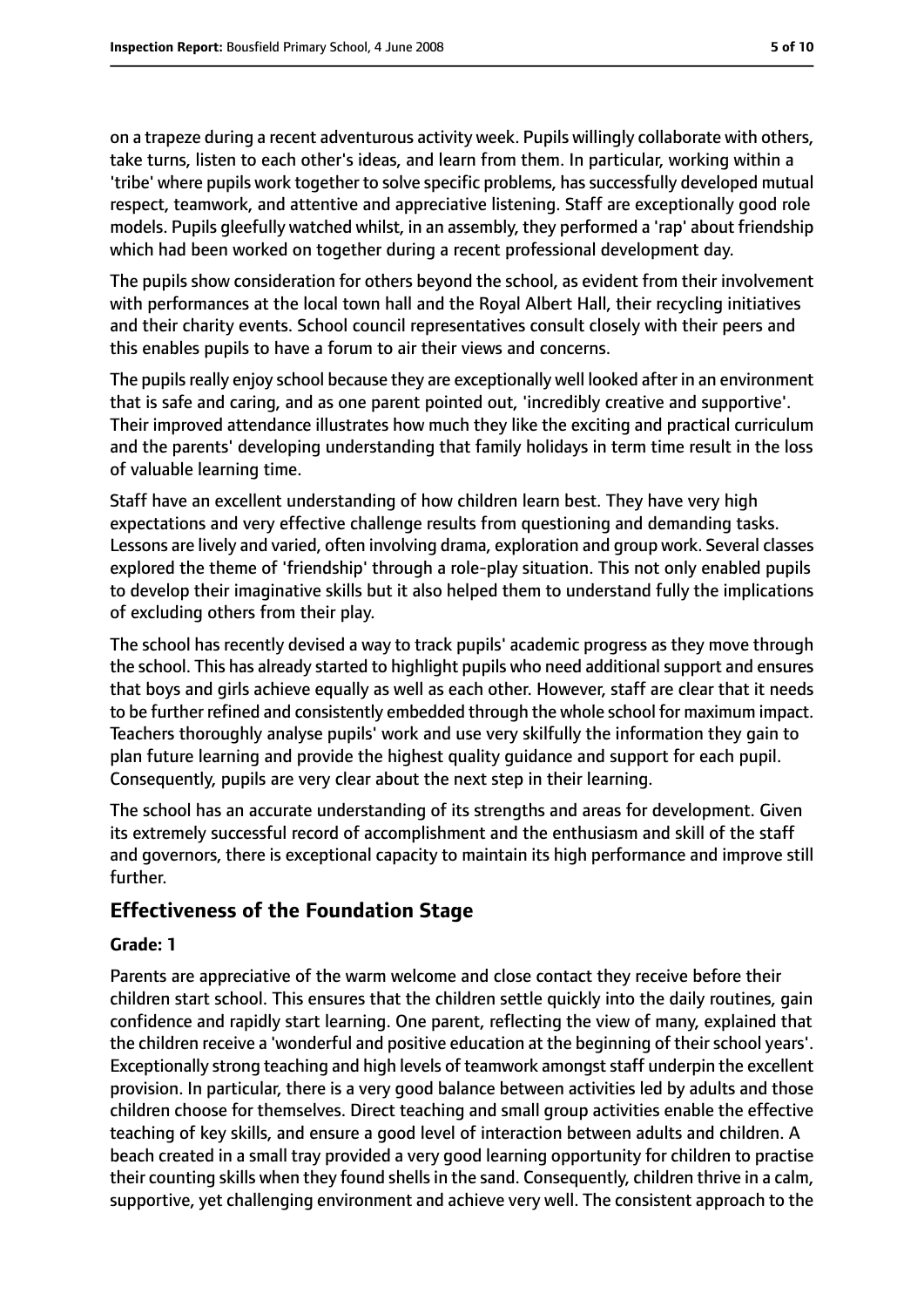on a trapeze during a recent adventurous activity week. Pupils willingly collaborate with others, take turns, listen to each other's ideas, and learn from them. In particular, working within a 'tribe' where pupils work together to solve specific problems, has successfully developed mutual respect, teamwork, and attentive and appreciative listening. Staff are exceptionally good role models. Pupils gleefully watched whilst, in an assembly, they performed a 'rap' about friendship which had been worked on together during a recent professional development day.

The pupils show consideration for others beyond the school, as evident from their involvement with performances at the local town hall and the Royal Albert Hall, their recycling initiatives and their charity events. School council representatives consult closely with their peers and this enables pupils to have a forum to air their views and concerns.

The pupils really enjoy school because they are exceptionally well looked after in an environment that is safe and caring, and as one parent pointed out, 'incredibly creative and supportive'. Their improved attendance illustrates how much they like the exciting and practical curriculum and the parents' developing understanding that family holidays in term time result in the loss of valuable learning time.

Staff have an excellent understanding of how children learn best. They have very high expectations and very effective challenge results from questioning and demanding tasks. Lessons are lively and varied, often involving drama, exploration and group work. Several classes explored the theme of 'friendship' through a role-play situation. This not only enabled pupils to develop their imaginative skills but it also helped them to understand fully the implications of excluding others from their play.

The school has recently devised a way to track pupils' academic progress as they move through the school. This has already started to highlight pupils who need additional support and ensures that boys and girls achieve equally as well as each other. However, staff are clear that it needs to be further refined and consistently embedded through the whole school for maximum impact. Teachers thoroughly analyse pupils' work and use very skilfully the information they gain to plan future learning and provide the highest quality guidance and support for each pupil. Consequently, pupils are very clear about the next step in their learning.

The school has an accurate understanding of its strengths and areas for development. Given its extremely successful record of accomplishment and the enthusiasm and skill of the staff and governors, there is exceptional capacity to maintain its high performance and improve still further.

## Effectiveness of the Foundation Stage

### Grade: 1

Parents are appreciative of the warm welcome and close contact they receive before their children start school. This ensures that the children settle quickly into the daily routines, gain confidence and rapidly start learning. One parent, reflecting the view of many, explained that the children receive a 'wonderful and positive education at the beginning of their school years'. Exceptionally strong teaching and high levels of teamwork amongst staff underpin the excellent provision. In particular, there is a very good balance between activities led by adults and those children choose for themselves. Direct teaching and small group activities enable the effective teaching of key skills, and ensure a good level of interaction between adults and children. A beach created in a small tray provided a very good learning opportunity for children to practise their counting skills when they found shells in the sand. Consequently, children thrive in a calm, supportive, yet challenging environment and achieve very well. The consistent approach to the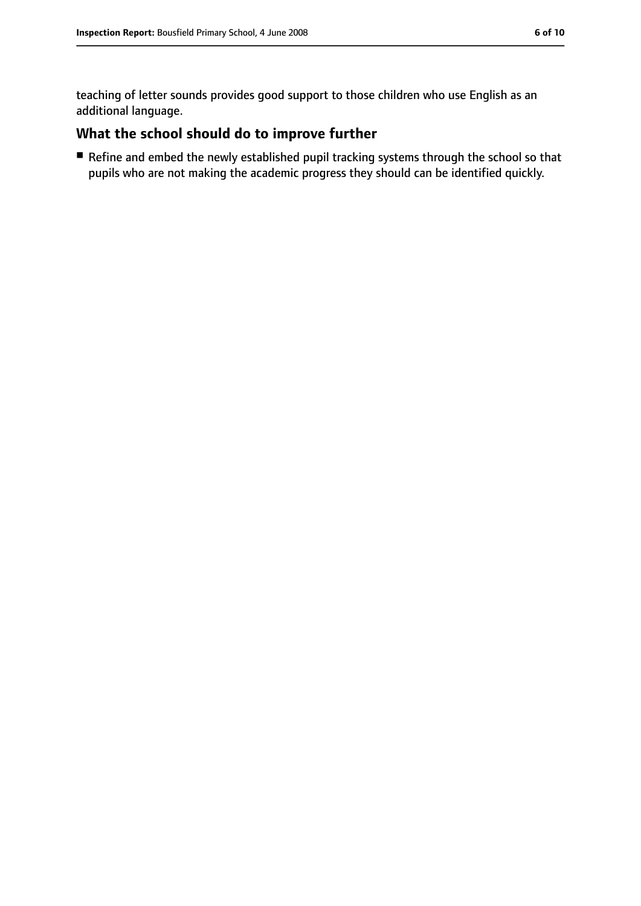teaching of letter sounds provides good support to those children who use English as an additional language.

## What the school should do to improve further

- Refine and embed the newly established pupil tracking systems through the school so that pupils who are not making the academic progress they should can be identified quickly.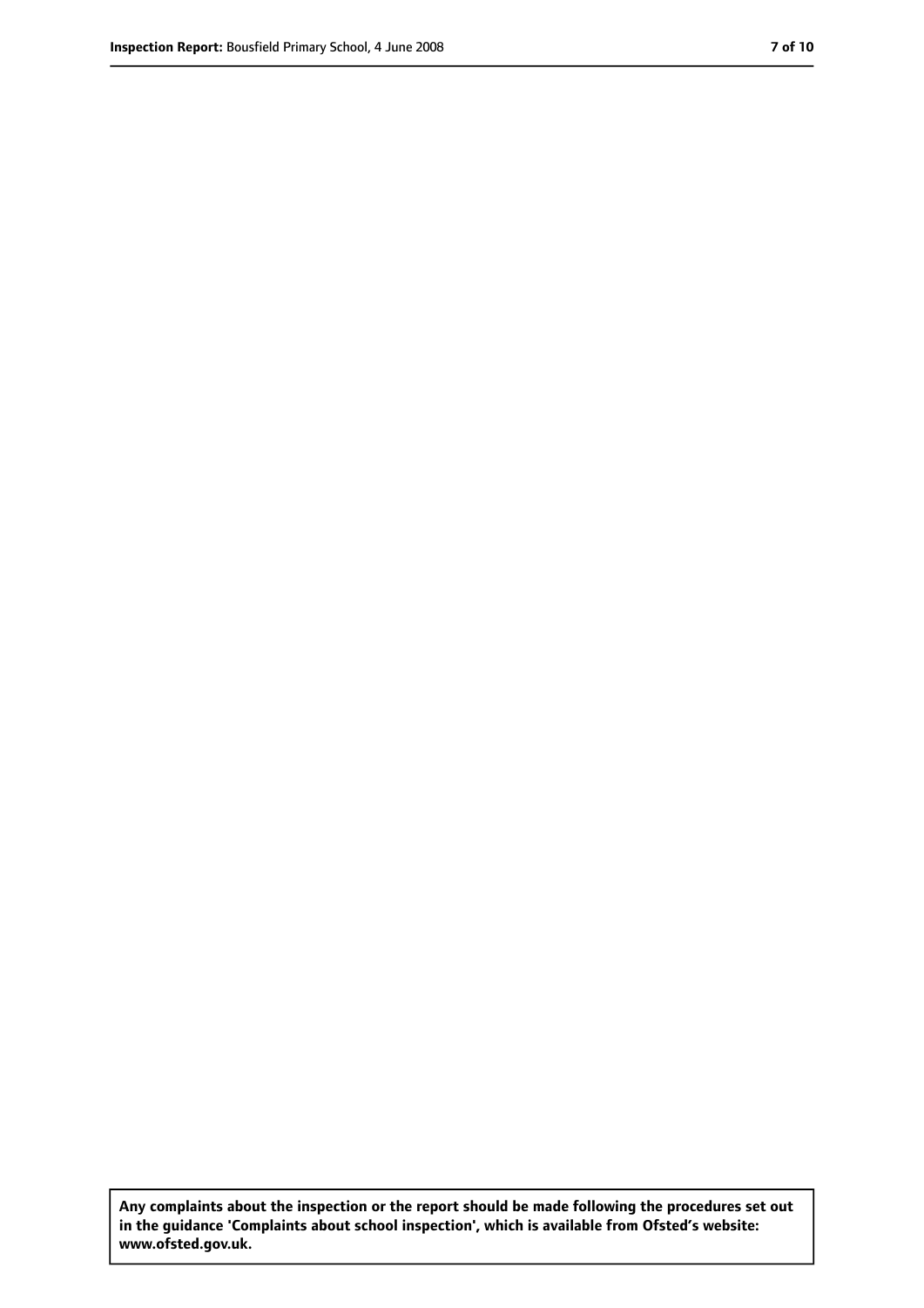**Any complaints about the inspection or the report should be made following the procedures set out in the guidance 'Complaints about school inspection', which is available from Ofsted's website: www.ofsted.gov.uk.**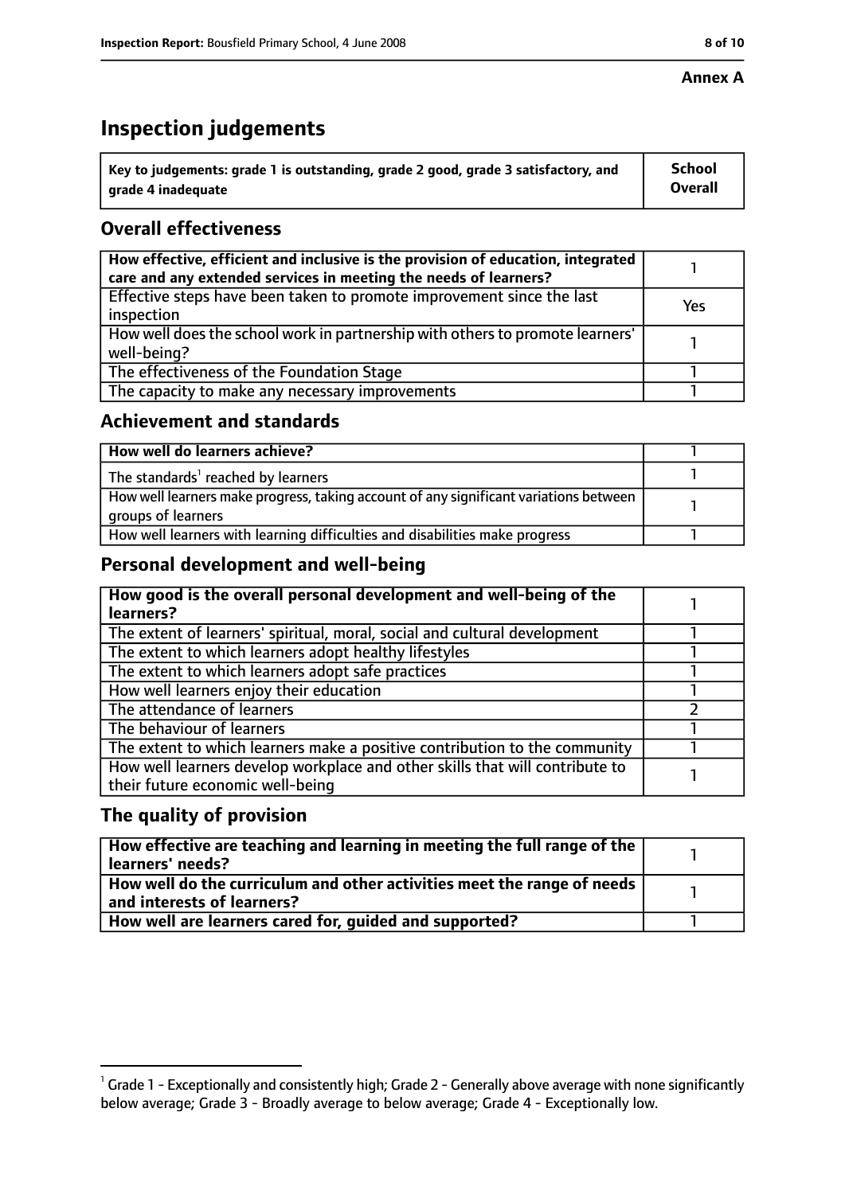**Annex A**

# Inspection judgements

| **Key to judgements: grade 1 is outstanding, grade 2 good, grade 3 satisfactory, and grade 4 inadequate** | **School Overall** |
|---|---|

## Overall effectiveness

| | |
|---|---|
| **How effective, efficient and inclusive is the provision of education, integrated care and any extended services in meeting the needs of learners?** | 1 |
| Effective steps have been taken to promote improvement since the last inspection | Yes |
| How well does the school work in partnership with others to promote learners' well-being? | 1 |
| The effectiveness of the Foundation Stage | 1 |
| The capacity to make any necessary improvements | 1 |

## Achievement and standards

| | |
|---|---|
| **How well do learners achieve?** | 1 |
| The standards[1] reached by learners | 1 |
| How well learners make progress, taking account of any significant variations between groups of learners | 1 |
| How well learners with learning difficulties and disabilities make progress | 1 |

## Personal development and well-being

| | |
|---|---|
| **How good is the overall personal development and well-being of the learners?** | 1 |
| The extent of learners' spiritual, moral, social and cultural development | 1 |
| The extent to which learners adopt healthy lifestyles | 1 |
| The extent to which learners adopt safe practices | 1 |
| How well learners enjoy their education | 1 |
| The attendance of learners | 2 |
| The behaviour of learners | 1 |
| The extent to which learners make a positive contribution to the community | 1 |
| How well learners develop workplace and other skills that will contribute to their future economic well-being | 1 |

## The quality of provision

| | |
|---|---|
| **How effective are teaching and learning in meeting the full range of the learners' needs?** | 1 |
| **How well do the curriculum and other activities meet the range of needs and interests of learners?** | 1 |
| **How well are learners cared for, guided and supported?** | 1 |

[1] Grade 1 - Exceptionally and consistently high; Grade 2 - Generally above average with none significantly below average; Grade 3 - Broadly average to below average; Grade 4 - Exceptionally low.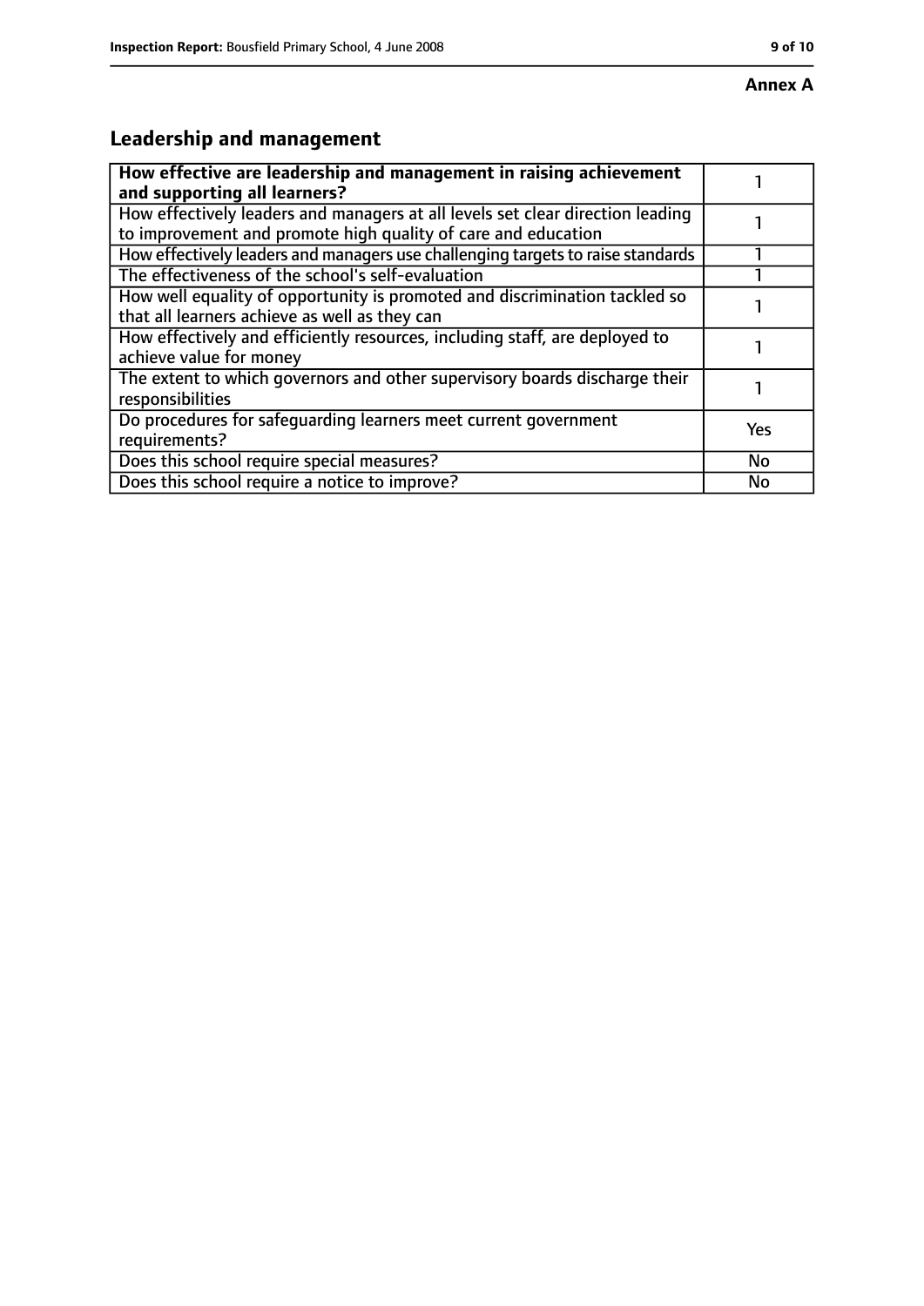Annex A

## Leadership and management

| **How effective are leadership and management in raising achievement and supporting all learners?** | 1 |
|---|---|
| How effectively leaders and managers at all levels set clear direction leading to improvement and promote high quality of care and education | 1 |
| How effectively leaders and managers use challenging targets to raise standards | 1 |
| The effectiveness of the school's self-evaluation | 1 |
| How well equality of opportunity is promoted and discrimination tackled so that all learners achieve as well as they can | 1 |
| How effectively and efficiently resources, including staff, are deployed to achieve value for money | 1 |
| The extent to which governors and other supervisory boards discharge their responsibilities | 1 |
| Do procedures for safeguarding learners meet current government requirements? | Yes |
| Does this school require special measures? | No |
| Does this school require a notice to improve? | No |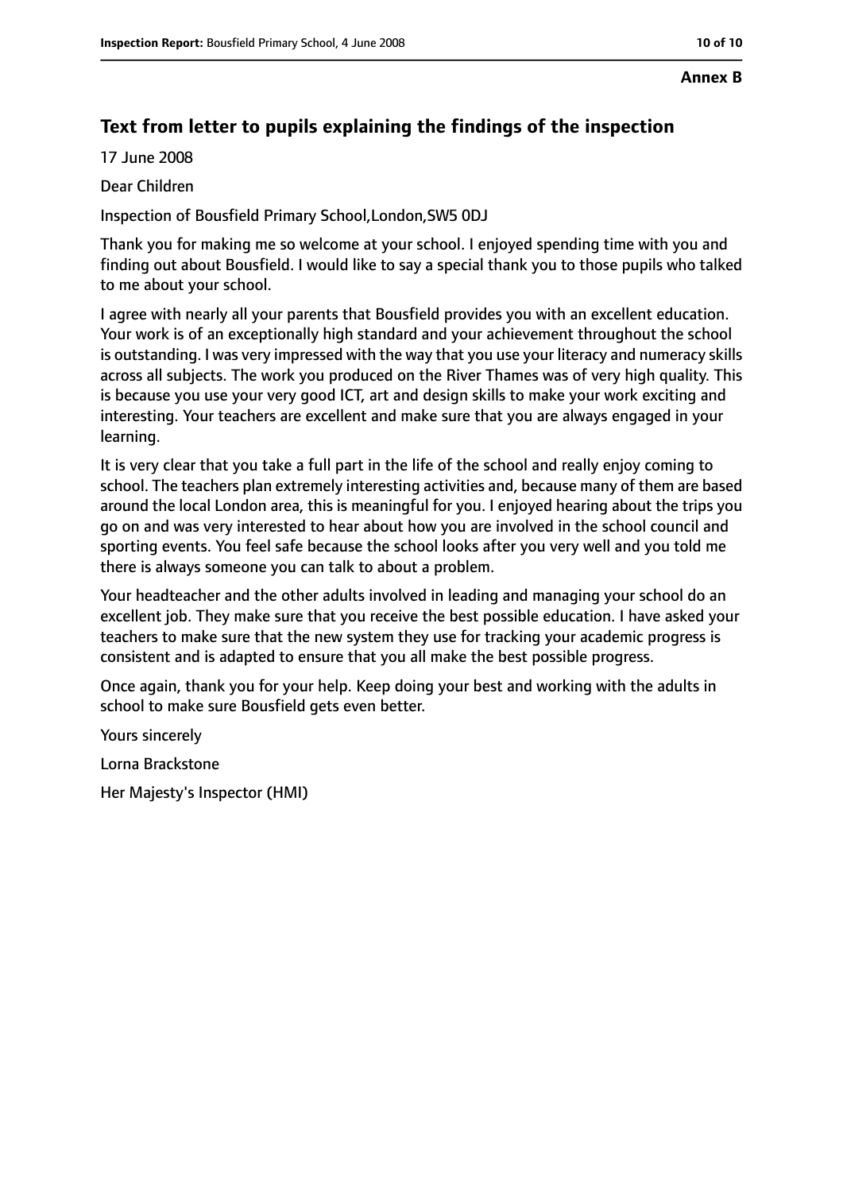**Annex B**

## Text from letter to pupils explaining the findings of the inspection

17 June 2008

Dear Children

Inspection of Bousfield Primary School,London,SW5 0DJ

Thank you for making me so welcome at your school. I enjoyed spending time with you and finding out about Bousfield. I would like to say a special thank you to those pupils who talked to me about your school.

I agree with nearly all your parents that Bousfield provides you with an excellent education. Your work is of an exceptionally high standard and your achievement throughout the school is outstanding. I was very impressed with the way that you use your literacy and numeracy skills across all subjects. The work you produced on the River Thames was of very high quality. This is because you use your very good ICT, art and design skills to make your work exciting and interesting. Your teachers are excellent and make sure that you are always engaged in your learning.

It is very clear that you take a full part in the life of the school and really enjoy coming to school. The teachers plan extremely interesting activities and, because many of them are based around the local London area, this is meaningful for you. I enjoyed hearing about the trips you go on and was very interested to hear about how you are involved in the school council and sporting events. You feel safe because the school looks after you very well and you told me there is always someone you can talk to about a problem.

Your headteacher and the other adults involved in leading and managing your school do an excellent job. They make sure that you receive the best possible education. I have asked your teachers to make sure that the new system they use for tracking your academic progress is consistent and is adapted to ensure that you all make the best possible progress.

Once again, thank you for your help. Keep doing your best and working with the adults in school to make sure Bousfield gets even better.

Yours sincerely

Lorna Brackstone

Her Majesty's Inspector (HMI)